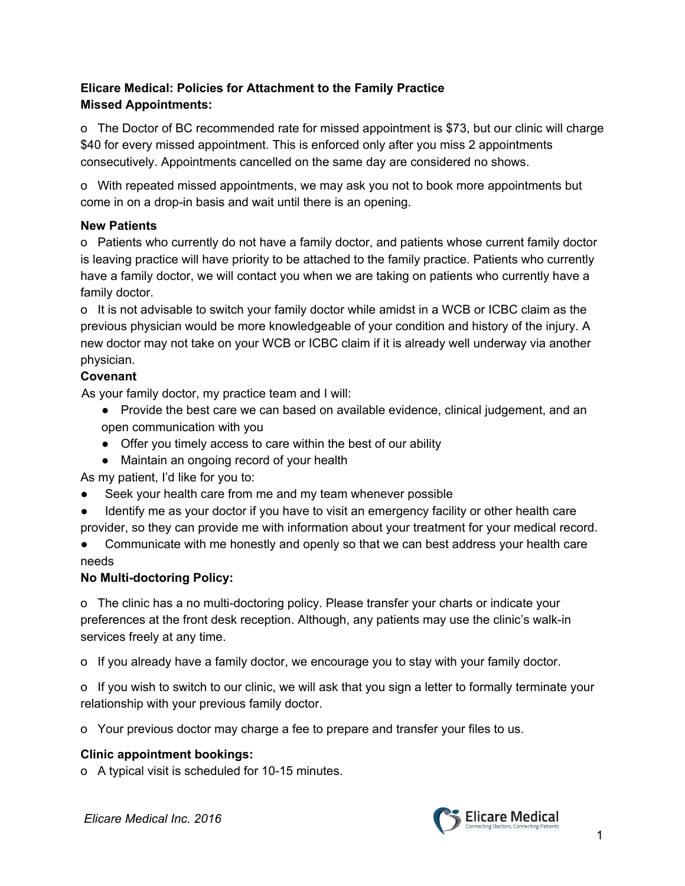**Elicare Medical: Policies for Attachment to the Family Practice**

**Missed Appointments:**

- The Doctor of BC recommended rate for missed appointment is $73, but our clinic will charge $40 for every missed appointment. This is enforced only after you miss 2 appointments consecutively. Appointments cancelled on the same day are considered no shows.

- With repeated missed appointments, we may ask you not to book more appointments but come in on a drop-in basis and wait until there is an opening.

**New Patients**

- Patients who currently do not have a family doctor, and patients whose current family doctor is leaving practice will have priority to be attached to the family practice. Patients who currently have a family doctor, we will contact you when we are taking on patients who currently have a family doctor.
- It is not advisable to switch your family doctor while amidst in a WCB or ICBC claim as the previous physician would be more knowledgeable of your condition and history of the injury. A new doctor may not take on your WCB or ICBC claim if it is already well underway via another physician.

**Covenant**

As your family doctor, my practice team and I will:

- Provide the best care we can based on available evidence, clinical judgement, and an open communication with you
- Offer you timely access to care within the best of our ability
- Maintain an ongoing record of your health

As my patient, I'd like for you to:

- Seek your health care from me and my team whenever possible
- Identify me as your doctor if you have to visit an emergency facility or other health care provider, so they can provide me with information about your treatment for your medical record.
- Communicate with me honestly and openly so that we can best address your health care needs

**No Multi-doctoring Policy:**

- The clinic has a no multi-doctoring policy. Please transfer your charts or indicate your preferences at the front desk reception. Although, any patients may use the clinic's walk-in services freely at any time.

- If you already have a family doctor, we encourage you to stay with your family doctor.

- If you wish to switch to our clinic, we will ask that you sign a letter to formally terminate your relationship with your previous family doctor.

- Your previous doctor may charge a fee to prepare and transfer your files to us.

**Clinic appointment bookings:**

- A typical visit is scheduled for 10-15 minutes.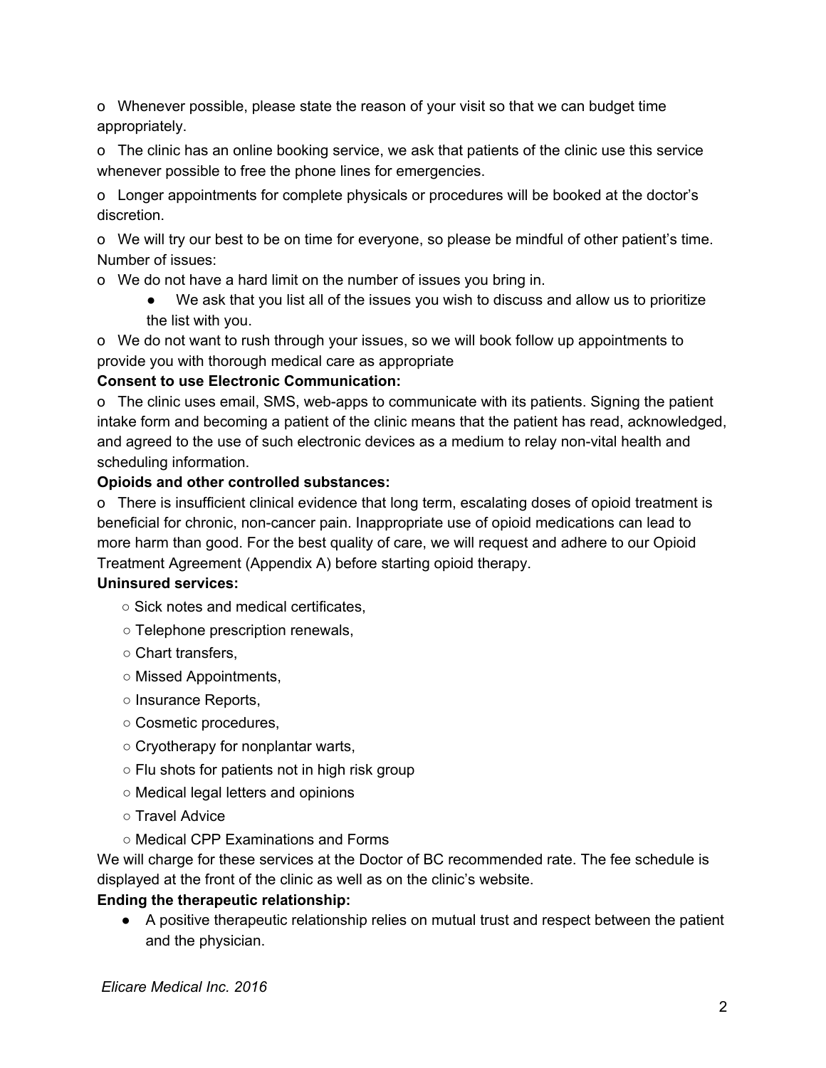o Whenever possible, please state the reason of your visit so that we can budget time appropriately.

o The clinic has an online booking service, we ask that patients of the clinic use this service whenever possible to free the phone lines for emergencies.

o Longer appointments for complete physicals or procedures will be booked at the doctor's discretion.

o We will try our best to be on time for everyone, so please be mindful of other patient's time.
Number of issues:

o We do not have a hard limit on the number of issues you bring in.

- We ask that you list all of the issues you wish to discuss and allow us to prioritize the list with you.

o We do not want to rush through your issues, so we will book follow up appointments to provide you with thorough medical care as appropriate

**Consent to use Electronic Communication:**

o The clinic uses email, SMS, web-apps to communicate with its patients. Signing the patient intake form and becoming a patient of the clinic means that the patient has read, acknowledged, and agreed to the use of such electronic devices as a medium to relay non-vital health and scheduling information.

**Opioids and other controlled substances:**

o There is insufficient clinical evidence that long term, escalating doses of opioid treatment is beneficial for chronic, non-cancer pain. Inappropriate use of opioid medications can lead to more harm than good. For the best quality of care, we will request and adhere to our Opioid Treatment Agreement (Appendix A) before starting opioid therapy.

**Uninsured services:**

- Sick notes and medical certificates,
- Telephone prescription renewals,
- Chart transfers,
- Missed Appointments,
- Insurance Reports,
- Cosmetic procedures,
- Cryotherapy for nonplantar warts,
- Flu shots for patients not in high risk group
- Medical legal letters and opinions
- Travel Advice
- Medical CPP Examinations and Forms

We will charge for these services at the Doctor of BC recommended rate. The fee schedule is displayed at the front of the clinic as well as on the clinic's website.

**Ending the therapeutic relationship:**

- A positive therapeutic relationship relies on mutual trust and respect between the patient and the physician.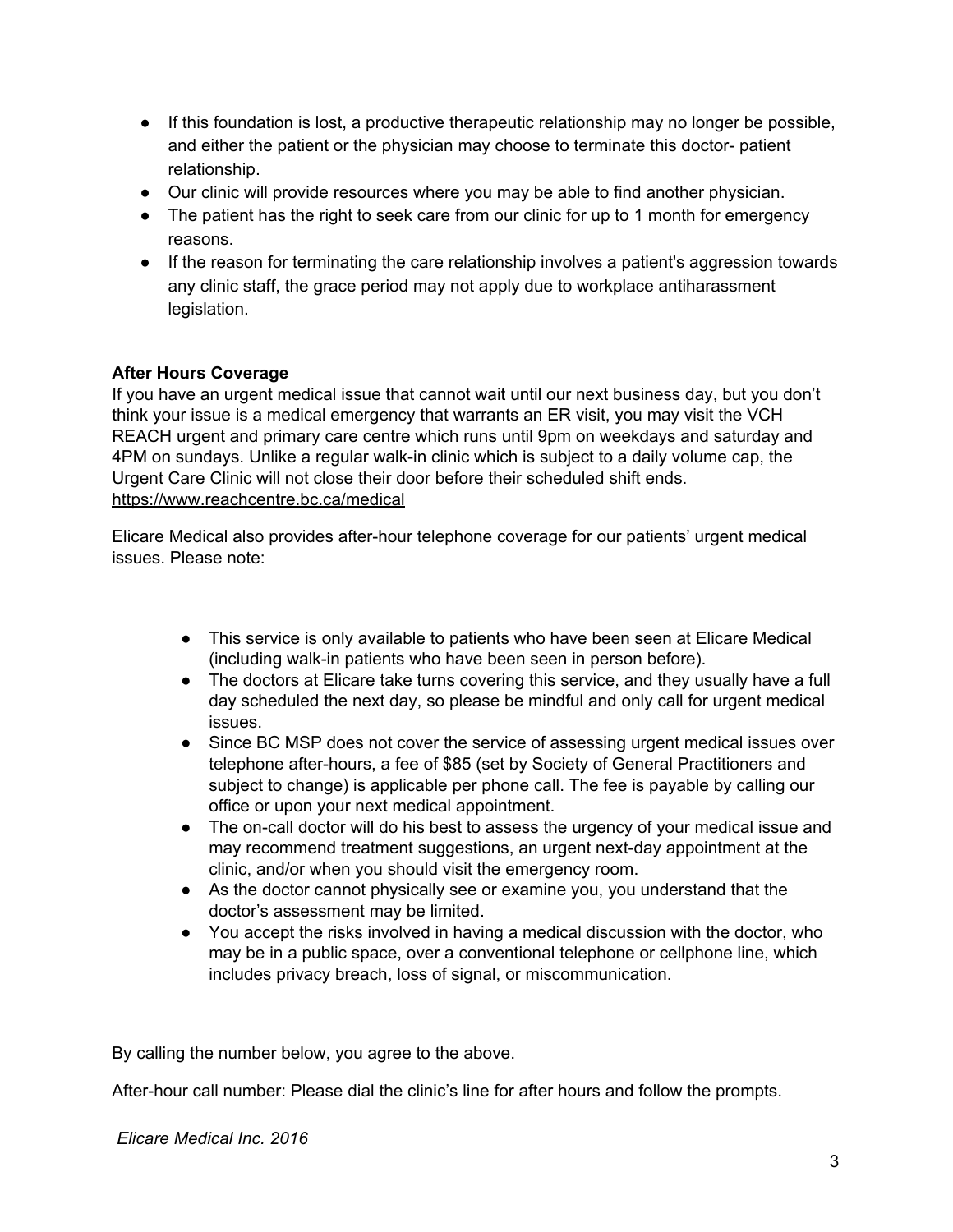- If this foundation is lost, a productive therapeutic relationship may no longer be possible, and either the patient or the physician may choose to terminate this doctor- patient relationship.
- Our clinic will provide resources where you may be able to find another physician.
- The patient has the right to seek care from our clinic for up to 1 month for emergency reasons.
- If the reason for terminating the care relationship involves a patient's aggression towards any clinic staff, the grace period may not apply due to workplace antiharassment legislation.

**After Hours Coverage**

If you have an urgent medical issue that cannot wait until our next business day, but you don't think your issue is a medical emergency that warrants an ER visit, you may visit the VCH REACH urgent and primary care centre which runs until 9pm on weekdays and saturday and 4PM on sundays. Unlike a regular walk-in clinic which is subject to a daily volume cap, the Urgent Care Clinic will not close their door before their scheduled shift ends.
https://www.reachcentre.bc.ca/medical

Elicare Medical also provides after-hour telephone coverage for our patients' urgent medical issues. Please note:

- This service is only available to patients who have been seen at Elicare Medical (including walk-in patients who have been seen in person before).
- The doctors at Elicare take turns covering this service, and they usually have a full day scheduled the next day, so please be mindful and only call for urgent medical issues.
- Since BC MSP does not cover the service of assessing urgent medical issues over telephone after-hours, a fee of $85 (set by Society of General Practitioners and subject to change) is applicable per phone call. The fee is payable by calling our office or upon your next medical appointment.
- The on-call doctor will do his best to assess the urgency of your medical issue and may recommend treatment suggestions, an urgent next-day appointment at the clinic, and/or when you should visit the emergency room.
- As the doctor cannot physically see or examine you, you understand that the doctor's assessment may be limited.
- You accept the risks involved in having a medical discussion with the doctor, who may be in a public space, over a conventional telephone or cellphone line, which includes privacy breach, loss of signal, or miscommunication.

By calling the number below, you agree to the above.

After-hour call number: Please dial the clinic's line for after hours and follow the prompts.

*Elicare Medical Inc. 2016*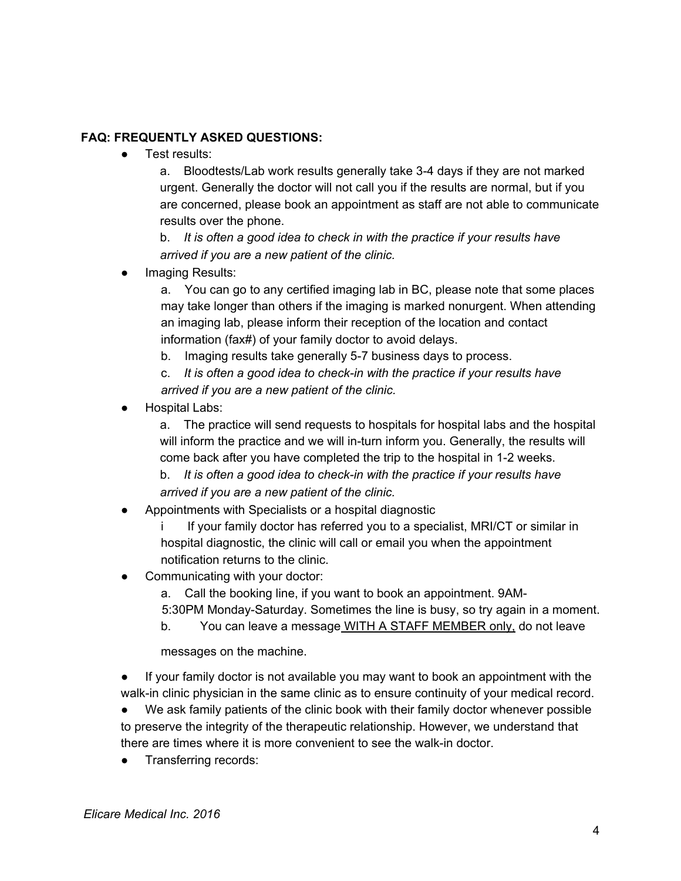**FAQ: FREQUENTLY ASKED QUESTIONS:**

- Test results:
  a. Bloodtests/Lab work results generally take 3-4 days if they are not marked urgent. Generally the doctor will not call you if the results are normal, but if you are concerned, please book an appointment as staff are not able to communicate results over the phone.
  b. *It is often a good idea to check in with the practice if your results have arrived if you are a new patient of the clinic.*
- Imaging Results:
  a. You can go to any certified imaging lab in BC, please note that some places may take longer than others if the imaging is marked nonurgent. When attending an imaging lab, please inform their reception of the location and contact information (fax#) of your family doctor to avoid delays.
  b. Imaging results take generally 5-7 business days to process.
  c. *It is often a good idea to check-in with the practice if your results have arrived if you are a new patient of the clinic.*
- Hospital Labs:
  a. The practice will send requests to hospitals for hospital labs and the hospital will inform the practice and we will in-turn inform you. Generally, the results will come back after you have completed the trip to the hospital in 1-2 weeks.
  b. *It is often a good idea to check-in with the practice if your results have arrived if you are a new patient of the clinic.*
- Appointments with Specialists or a hospital diagnostic
  i If your family doctor has referred you to a specialist, MRI/CT or similar in hospital diagnostic, the clinic will call or email you when the appointment notification returns to the clinic.
- Communicating with your doctor:
  a. Call the booking line, if you want to book an appointment. 9AM-5:30PM Monday-Saturday. Sometimes the line is busy, so try again in a moment.
  b. You can leave a message <u>WITH A STAFF MEMBER only,</u> do not leave messages on the machine.

- If your family doctor is not available you may want to book an appointment with the walk-in clinic physician in the same clinic as to ensure continuity of your medical record.
- We ask family patients of the clinic book with their family doctor whenever possible to preserve the integrity of the therapeutic relationship. However, we understand that there are times where it is more convenient to see the walk-in doctor.
- Transferring records:

*Elicare Medical Inc. 2016*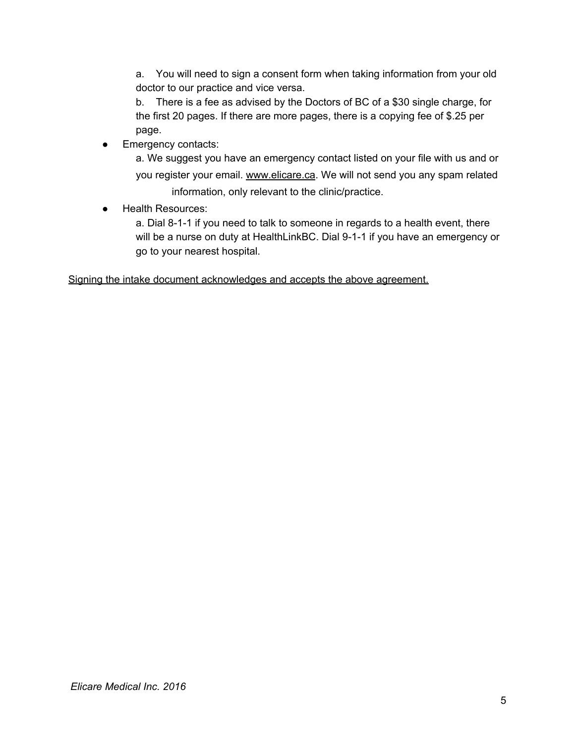a. You will need to sign a consent form when taking information from your old doctor to our practice and vice versa.

   b. There is a fee as advised by the Doctors of BC of a $30 single charge, for the first 20 pages. If there are more pages, there is a copying fee of $.25 per page.

- Emergency contacts:

   a. We suggest you have an emergency contact listed on your file with us and or you register your email. www.elicare.ca. We will not send you any spam related information, only relevant to the clinic/practice.

- Health Resources:

   a. Dial 8-1-1 if you need to talk to someone in regards to a health event, there will be a nurse on duty at HealthLinkBC. Dial 9-1-1 if you have an emergency or go to your nearest hospital.

<u>Signing the intake document acknowledges and accepts the above agreement.</u>

*Elicare Medical Inc. 2016*